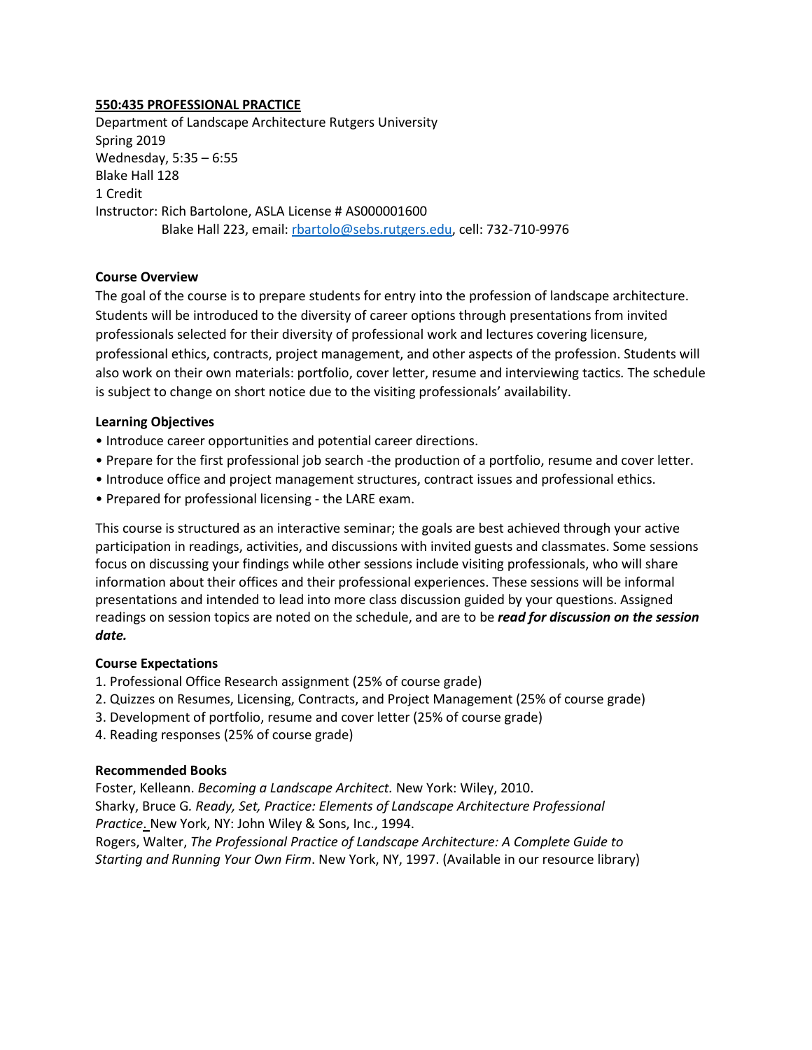**550:435 PROFESSIONAL PRACTICE**

Department of Landscape Architecture Rutgers University
Spring 2019
Wednesday, 5:35 – 6:55
Blake Hall 128
1 Credit
Instructor: Rich Bartolone, ASLA License # AS000001600
Blake Hall 223, email: rbartolo@sebs.rutgers.edu, cell: 732-710-9976

**Course Overview**

The goal of the course is to prepare students for entry into the profession of landscape architecture. Students will be introduced to the diversity of career options through presentations from invited professionals selected for their diversity of professional work and lectures covering licensure, professional ethics, contracts, project management, and other aspects of the profession. Students will also work on their own materials: portfolio, cover letter, resume and interviewing tactics. The schedule is subject to change on short notice due to the visiting professionals' availability.

**Learning Objectives**

- Introduce career opportunities and potential career directions.
- Prepare for the first professional job search -the production of a portfolio, resume and cover letter.
- Introduce office and project management structures, contract issues and professional ethics.
- Prepared for professional licensing - the LARE exam.

This course is structured as an interactive seminar; the goals are best achieved through your active participation in readings, activities, and discussions with invited guests and classmates. Some sessions focus on discussing your findings while other sessions include visiting professionals, who will share information about their offices and their professional experiences. These sessions will be informal presentations and intended to lead into more class discussion guided by your questions. Assigned readings on session topics are noted on the schedule, and are to be ***read for discussion on the session date.***

**Course Expectations**

1. Professional Office Research assignment (25% of course grade)
2. Quizzes on Resumes, Licensing, Contracts, and Project Management (25% of course grade)
3. Development of portfolio, resume and cover letter (25% of course grade)
4. Reading responses (25% of course grade)

**Recommended Books**

Foster, Kelleann. *Becoming a Landscape Architect.* New York: Wiley, 2010.
Sharky, Bruce G. *Ready, Set, Practice: Elements of Landscape Architecture Professional Practice.* New York, NY: John Wiley & Sons, Inc., 1994.
Rogers, Walter, *The Professional Practice of Landscape Architecture: A Complete Guide to Starting and Running Your Own Firm*. New York, NY, 1997. (Available in our resource library)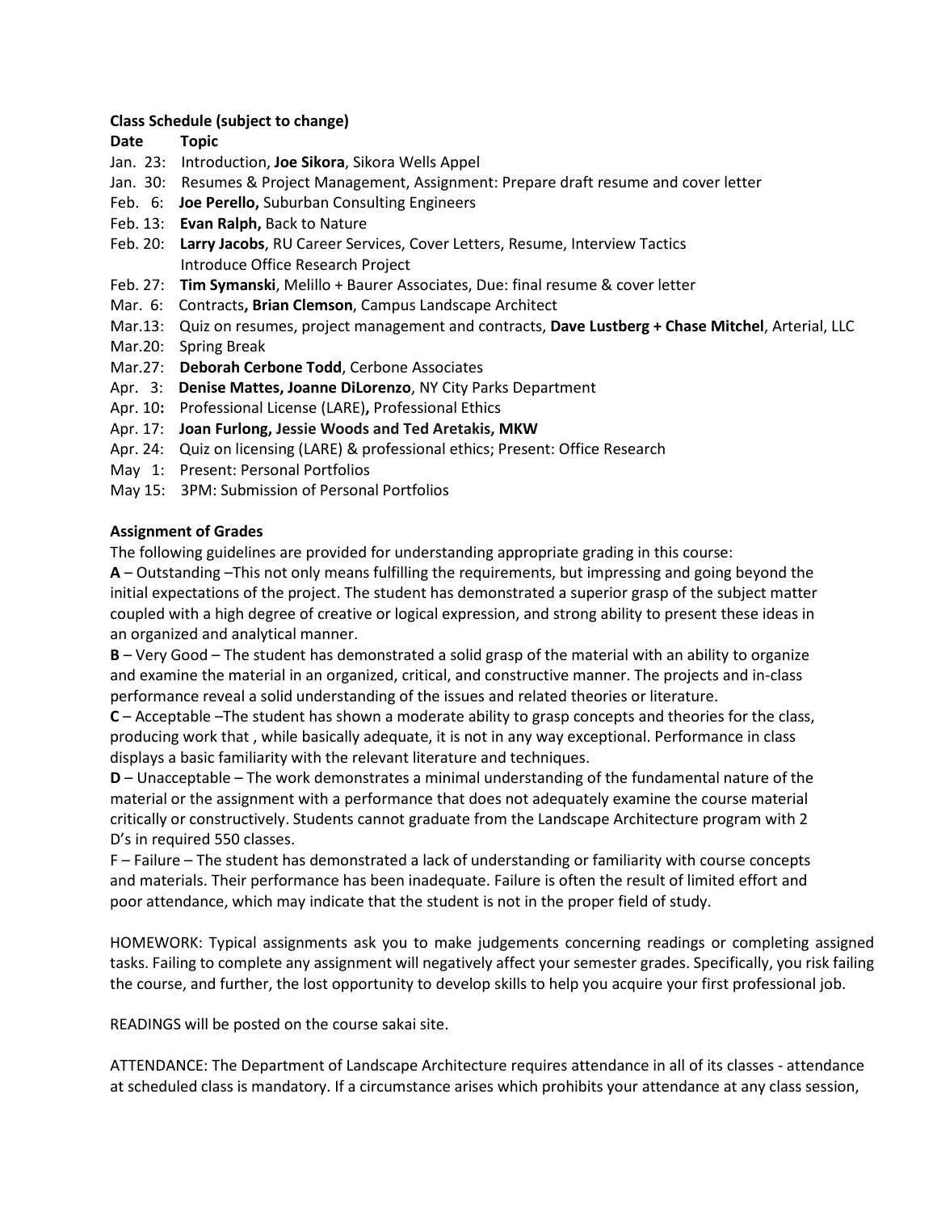**Class Schedule (subject to change)**

**Date Topic**

- Jan. 23: Introduction, **Joe Sikora**, Sikora Wells Appel
- Jan. 30: Resumes & Project Management, Assignment: Prepare draft resume and cover letter
- Feb. 6: **Joe Perello,** Suburban Consulting Engineers
- Feb. 13: **Evan Ralph,** Back to Nature
- Feb. 20: **Larry Jacobs**, RU Career Services, Cover Letters, Resume, Interview Tactics
  Introduce Office Research Project
- Feb. 27: **Tim Symanski**, Melillo + Baurer Associates, Due: final resume & cover letter
- Mar. 6: Contracts**, Brian Clemson**, Campus Landscape Architect
- Mar.13: Quiz on resumes, project management and contracts, **Dave Lustberg + Chase Mitchel**, Arterial, LLC
- Mar.20: Spring Break
- Mar.27: **Deborah Cerbone Todd**, Cerbone Associates
- Apr. 3: **Denise Mattes, Joanne DiLorenzo**, NY City Parks Department
- Apr. 10**:** Professional License (LARE)**,** Professional Ethics
- Apr. 17: **Joan Furlong, Jessie Woods and Ted Aretakis, MKW**
- Apr. 24: Quiz on licensing (LARE) & professional ethics; Present: Office Research
- May 1: Present: Personal Portfolios
- May 15: 3PM: Submission of Personal Portfolios

**Assignment of Grades**

The following guidelines are provided for understanding appropriate grading in this course:

**A** – Outstanding –This not only means fulfilling the requirements, but impressing and going beyond the initial expectations of the project. The student has demonstrated a superior grasp of the subject matter coupled with a high degree of creative or logical expression, and strong ability to present these ideas in an organized and analytical manner.

**B** – Very Good – The student has demonstrated a solid grasp of the material with an ability to organize and examine the material in an organized, critical, and constructive manner. The projects and in-class performance reveal a solid understanding of the issues and related theories or literature.

**C** – Acceptable –The student has shown a moderate ability to grasp concepts and theories for the class, producing work that , while basically adequate, it is not in any way exceptional. Performance in class displays a basic familiarity with the relevant literature and techniques.

**D** – Unacceptable – The work demonstrates a minimal understanding of the fundamental nature of the material or the assignment with a performance that does not adequately examine the course material critically or constructively. Students cannot graduate from the Landscape Architecture program with 2 D's in required 550 classes.

F – Failure – The student has demonstrated a lack of understanding or familiarity with course concepts and materials. Their performance has been inadequate. Failure is often the result of limited effort and poor attendance, which may indicate that the student is not in the proper field of study.

HOMEWORK: Typical assignments ask you to make judgements concerning readings or completing assigned tasks. Failing to complete any assignment will negatively affect your semester grades. Specifically, you risk failing the course, and further, the lost opportunity to develop skills to help you acquire your first professional job.

READINGS will be posted on the course sakai site.

ATTENDANCE: The Department of Landscape Architecture requires attendance in all of its classes - attendance at scheduled class is mandatory. If a circumstance arises which prohibits your attendance at any class session,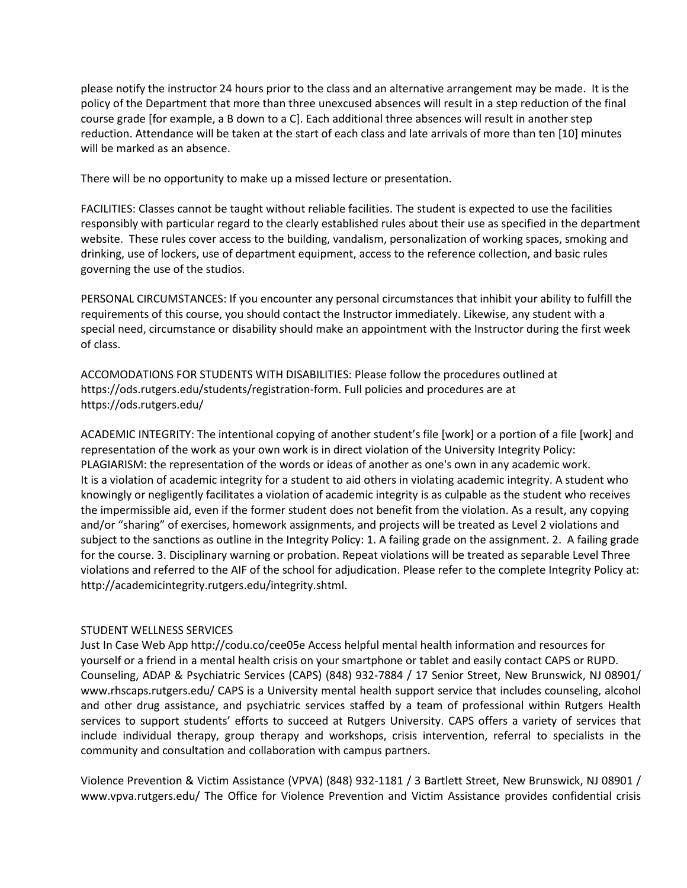please notify the instructor 24 hours prior to the class and an alternative arrangement may be made. It is the policy of the Department that more than three unexcused absences will result in a step reduction of the final course grade [for example, a B down to a C]. Each additional three absences will result in another step reduction. Attendance will be taken at the start of each class and late arrivals of more than ten [10] minutes will be marked as an absence.

There will be no opportunity to make up a missed lecture or presentation.

FACILITIES: Classes cannot be taught without reliable facilities. The student is expected to use the facilities responsibly with particular regard to the clearly established rules about their use as specified in the department website. These rules cover access to the building, vandalism, personalization of working spaces, smoking and drinking, use of lockers, use of department equipment, access to the reference collection, and basic rules governing the use of the studios.

PERSONAL CIRCUMSTANCES: If you encounter any personal circumstances that inhibit your ability to fulfill the requirements of this course, you should contact the Instructor immediately. Likewise, any student with a special need, circumstance or disability should make an appointment with the Instructor during the first week of class.

ACCOMODATIONS FOR STUDENTS WITH DISABILITIES: Please follow the procedures outlined at https://ods.rutgers.edu/students/registration-form. Full policies and procedures are at https://ods.rutgers.edu/

ACADEMIC INTEGRITY: The intentional copying of another student's file [work] or a portion of a file [work] and representation of the work as your own work is in direct violation of the University Integrity Policy: PLAGIARISM: the representation of the words or ideas of another as one's own in any academic work. It is a violation of academic integrity for a student to aid others in violating academic integrity. A student who knowingly or negligently facilitates a violation of academic integrity is as culpable as the student who receives the impermissible aid, even if the former student does not benefit from the violation. As a result, any copying and/or "sharing" of exercises, homework assignments, and projects will be treated as Level 2 violations and subject to the sanctions as outline in the Integrity Policy: 1. A failing grade on the assignment. 2. A failing grade for the course. 3. Disciplinary warning or probation. Repeat violations will be treated as separable Level Three violations and referred to the AIF of the school for adjudication. Please refer to the complete Integrity Policy at: http://academicintegrity.rutgers.edu/integrity.shtml.

STUDENT WELLNESS SERVICES

Just In Case Web App http://codu.co/cee05e Access helpful mental health information and resources for yourself or a friend in a mental health crisis on your smartphone or tablet and easily contact CAPS or RUPD. Counseling, ADAP & Psychiatric Services (CAPS) (848) 932-7884 / 17 Senior Street, New Brunswick, NJ 08901/ www.rhscaps.rutgers.edu/ CAPS is a University mental health support service that includes counseling, alcohol and other drug assistance, and psychiatric services staffed by a team of professional within Rutgers Health services to support students' efforts to succeed at Rutgers University. CAPS offers a variety of services that include individual therapy, group therapy and workshops, crisis intervention, referral to specialists in the community and consultation and collaboration with campus partners.

Violence Prevention & Victim Assistance (VPVA) (848) 932-1181 / 3 Bartlett Street, New Brunswick, NJ 08901 / www.vpva.rutgers.edu/ The Office for Violence Prevention and Victim Assistance provides confidential crisis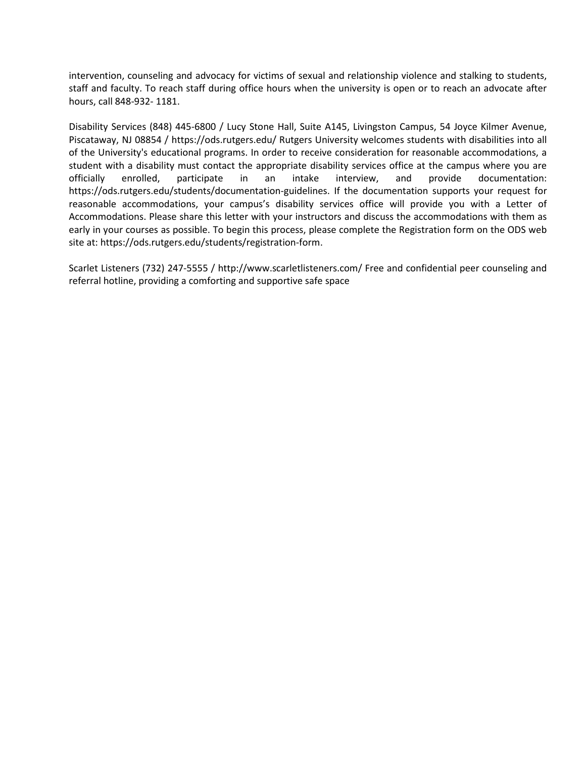intervention, counseling and advocacy for victims of sexual and relationship violence and stalking to students, staff and faculty. To reach staff during office hours when the university is open or to reach an advocate after hours, call 848-932- 1181.

Disability Services (848) 445-6800 / Lucy Stone Hall, Suite A145, Livingston Campus, 54 Joyce Kilmer Avenue, Piscataway, NJ 08854 / https://ods.rutgers.edu/ Rutgers University welcomes students with disabilities into all of the University's educational programs. In order to receive consideration for reasonable accommodations, a student with a disability must contact the appropriate disability services office at the campus where you are officially enrolled, participate in an intake interview, and provide documentation: https://ods.rutgers.edu/students/documentation-guidelines. If the documentation supports your request for reasonable accommodations, your campus's disability services office will provide you with a Letter of Accommodations. Please share this letter with your instructors and discuss the accommodations with them as early in your courses as possible. To begin this process, please complete the Registration form on the ODS web site at: https://ods.rutgers.edu/students/registration-form.

Scarlet Listeners (732) 247-5555 / http://www.scarletlisteners.com/ Free and confidential peer counseling and referral hotline, providing a comforting and supportive safe space